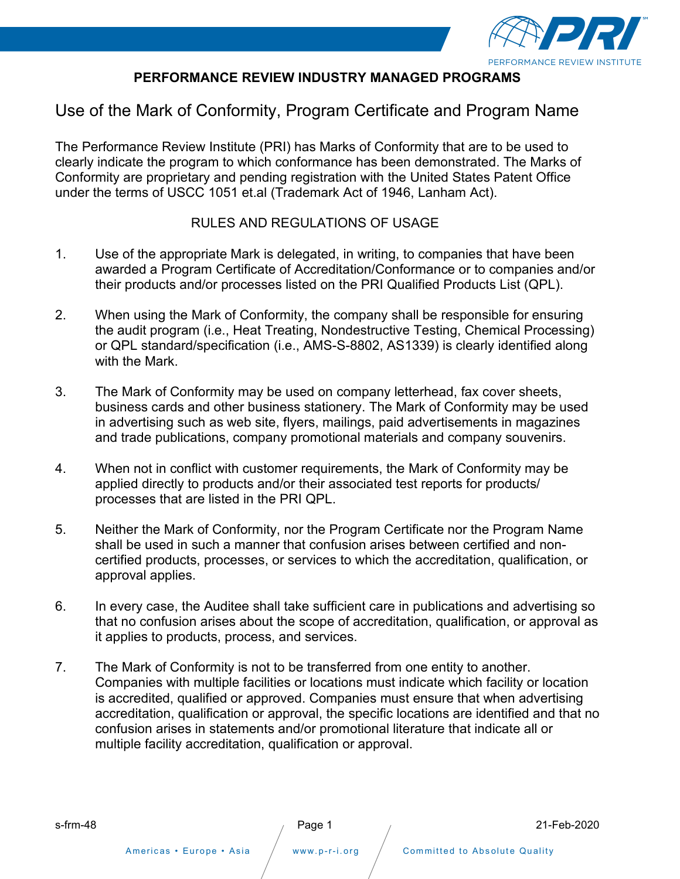# PERFORMANCE REVIEW INDUSTRY MANAGED PROGRAMS

## Use of the Mark of Conformity, Program Certificate and Program Name

The Performance Review Institute (PRI) has Marks of Conformity that are to be used to clearly indicate the program to which conformance has been demonstrated. The Marks of Conformity are proprietary and pending registration with the United States Patent Office under the terms of USCC 1051 et.al (Trademark Act of 1946, Lanham Act).

RULES AND REGULATIONS OF USAGE

1. Use of the appropriate Mark is delegated, in writing, to companies that have been awarded a Program Certificate of Accreditation/Conformance or to companies and/or their products and/or processes listed on the PRI Qualified Products List (QPL).

2. When using the Mark of Conformity, the company shall be responsible for ensuring the audit program (i.e., Heat Treating, Nondestructive Testing, Chemical Processing) or QPL standard/specification (i.e., AMS-S-8802, AS1339) is clearly identified along with the Mark.

3. The Mark of Conformity may be used on company letterhead, fax cover sheets, business cards and other business stationery. The Mark of Conformity may be used in advertising such as web site, flyers, mailings, paid advertisements in magazines and trade publications, company promotional materials and company souvenirs.

4. When not in conflict with customer requirements, the Mark of Conformity may be applied directly to products and/or their associated test reports for products/ processes that are listed in the PRI QPL.

5. Neither the Mark of Conformity, nor the Program Certificate nor the Program Name shall be used in such a manner that confusion arises between certified and non-certified products, processes, or services to which the accreditation, qualification, or approval applies.

6. In every case, the Auditee shall take sufficient care in publications and advertising so that no confusion arises about the scope of accreditation, qualification, or approval as it applies to products, process, and services.

7. The Mark of Conformity is not to be transferred from one entity to another. Companies with multiple facilities or locations must indicate which facility or location is accredited, qualified or approved. Companies must ensure that when advertising accreditation, qualification or approval, the specific locations are identified and that no confusion arises in statements and/or promotional literature that indicate all or multiple facility accreditation, qualification or approval.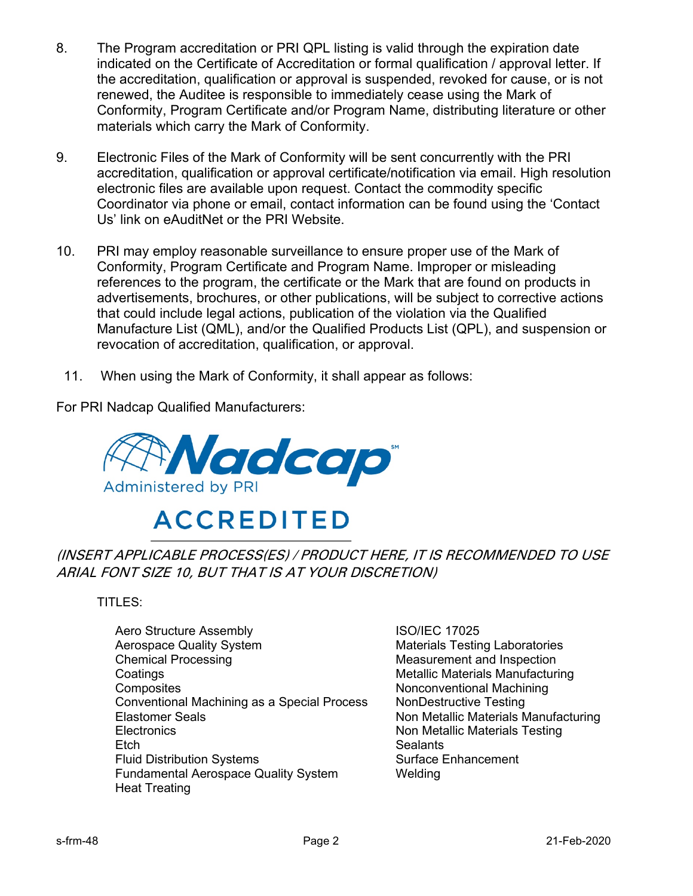8. The Program accreditation or PRI QPL listing is valid through the expiration date indicated on the Certificate of Accreditation or formal qualification / approval letter. If the accreditation, qualification or approval is suspended, revoked for cause, or is not renewed, the Auditee is responsible to immediately cease using the Mark of Conformity, Program Certificate and/or Program Name, distributing literature or other materials which carry the Mark of Conformity.

9. Electronic Files of the Mark of Conformity will be sent concurrently with the PRI accreditation, qualification or approval certificate/notification via email. High resolution electronic files are available upon request. Contact the commodity specific Coordinator via phone or email, contact information can be found using the 'Contact Us' link on eAuditNet or the PRI Website.

10. PRI may employ reasonable surveillance to ensure proper use of the Mark of Conformity, Program Certificate and Program Name. Improper or misleading references to the program, the certificate or the Mark that are found on products in advertisements, brochures, or other publications, will be subject to corrective actions that could include legal actions, publication of the violation via the Qualified Manufacture List (QML), and/or the Qualified Products List (QPL), and suspension or revocation of accreditation, qualification, or approval.

11. When using the Mark of Conformity, it shall appear as follows:

For PRI Nadcap Qualified Manufacturers:

Nadcap[SM]
Administered by PRI

ACCREDITED

*(INSERT APPLICABLE PROCESS(ES) / PRODUCT HERE, IT IS RECOMMENDED TO USE ARIAL FONT SIZE 10, BUT THAT IS AT YOUR DISCRETION)*

TITLES:

- Aero Structure Assembly
- Aerospace Quality System
- Chemical Processing
- Coatings
- Composites
- Conventional Machining as a Special Process
- Elastomer Seals
- Electronics
- Etch
- Fluid Distribution Systems
- Fundamental Aerospace Quality System
- Heat Treating
- ISO/IEC 17025
- Materials Testing Laboratories
- Measurement and Inspection
- Metallic Materials Manufacturing
- Nonconventional Machining
- NonDestructive Testing
- Non Metallic Materials Manufacturing
- Non Metallic Materials Testing
- Sealants
- Surface Enhancement
- Welding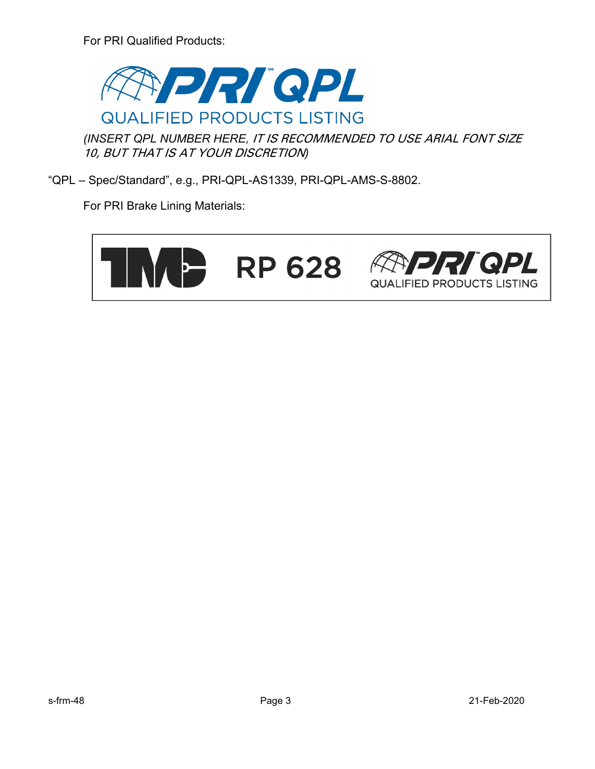For PRI Qualified Products:

PRI QPL
QUALIFIED PRODUCTS LISTING

*(INSERT QPL NUMBER HERE, IT IS RECOMMENDED TO USE ARIAL FONT SIZE 10, BUT THAT IS AT YOUR DISCRETION)*

"QPL – Spec/Standard", e.g., PRI-QPL-AS1339, PRI-QPL-AMS-S-8802.

For PRI Brake Lining Materials:

TMC RP 628 PRI QPL
QUALIFIED PRODUCTS LISTING